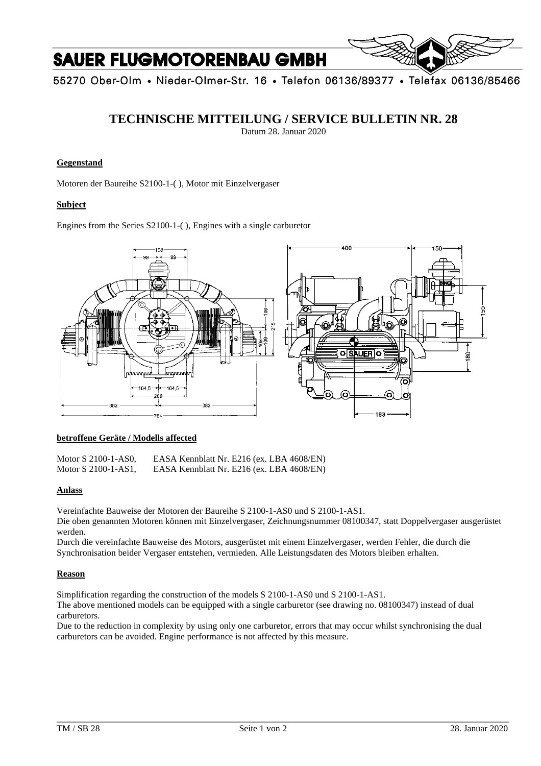# SAUER FLUGMOTORENBAU GMBH

55270 Ober-Olm • Nieder-Olmer-Str. 16 • Telefon 06136/89377 • Telefax 06136/85466

## TECHNISCHE MITTEILUNG / SERVICE BULLETIN NR. 28

Datum 28. Januar 2020

### Gegenstand

Motoren der Baureihe S2100-1-( ), Motor mit Einzelvergaser

### Subject

Engines from the Series S2100-1-( ), Engines with a single carburetor

### betroffene Geräte / Modells affected

Motor S 2100-1-AS0, EASA Kennblatt Nr. E216 (ex. LBA 4608/EN)
Motor S 2100-1-AS1, EASA Kennblatt Nr. E216 (ex. LBA 4608/EN)

### Anlass

Vereinfachte Bauweise der Motoren der Baureihe S 2100-1-AS0 und S 2100-1-AS1.
Die oben genannten Motoren können mit Einzelvergaser, Zeichnungsnummer 08100347, statt Doppelvergaser ausgerüstet werden.
Durch die vereinfachte Bauweise des Motors, ausgerüstet mit einem Einzelvergaser, werden Fehler, die durch die Synchronisation beider Vergaser entstehen, vermieden. Alle Leistungsdaten des Motors bleiben erhalten.

### Reason

Simplification regarding the construction of the models S 2100-1-AS0 und S 2100-1-AS1.
The above mentioned models can be equipped with a single carburetor (see drawing no. 08100347) instead of dual carburetors.
Due to the reduction in complexity by using only one carburetor, errors that may occur whilst synchronising the dual carburetors can be avoided. Engine performance is not affected by this measure.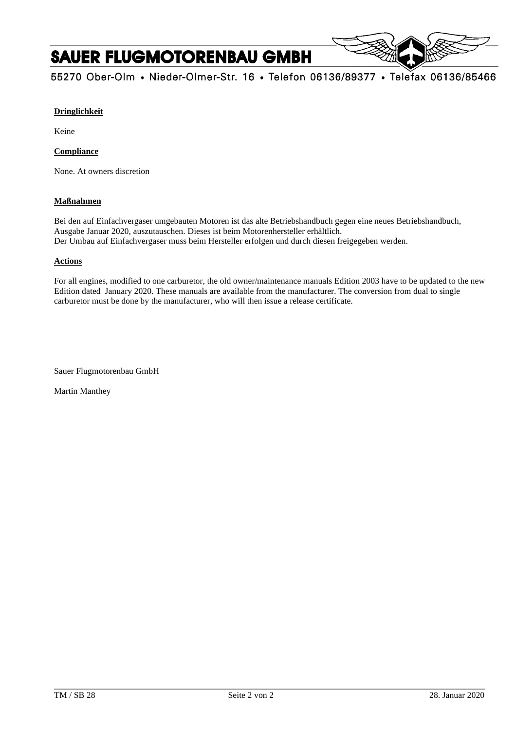**Dringlichkeit**

Keine

**Compliance**

None. At owners discretion

**Maßnahmen**

Bei den auf Einfachvergaser umgebauten Motoren ist das alte Betriebshandbuch gegen eine neues Betriebshandbuch, Ausgabe Januar 2020, auszutauschen. Dieses ist beim Motorenhersteller erhältlich.
Der Umbau auf Einfachvergaser muss beim Hersteller erfolgen und durch diesen freigegeben werden.

**Actions**

For all engines, modified to one carburetor, the old owner/maintenance manuals Edition 2003 have to be updated to the new Edition dated January 2020. These manuals are available from the manufacturer. The conversion from dual to single carburetor must be done by the manufacturer, who will then issue a release certificate.

Sauer Flugmotorenbau GmbH

Martin Manthey